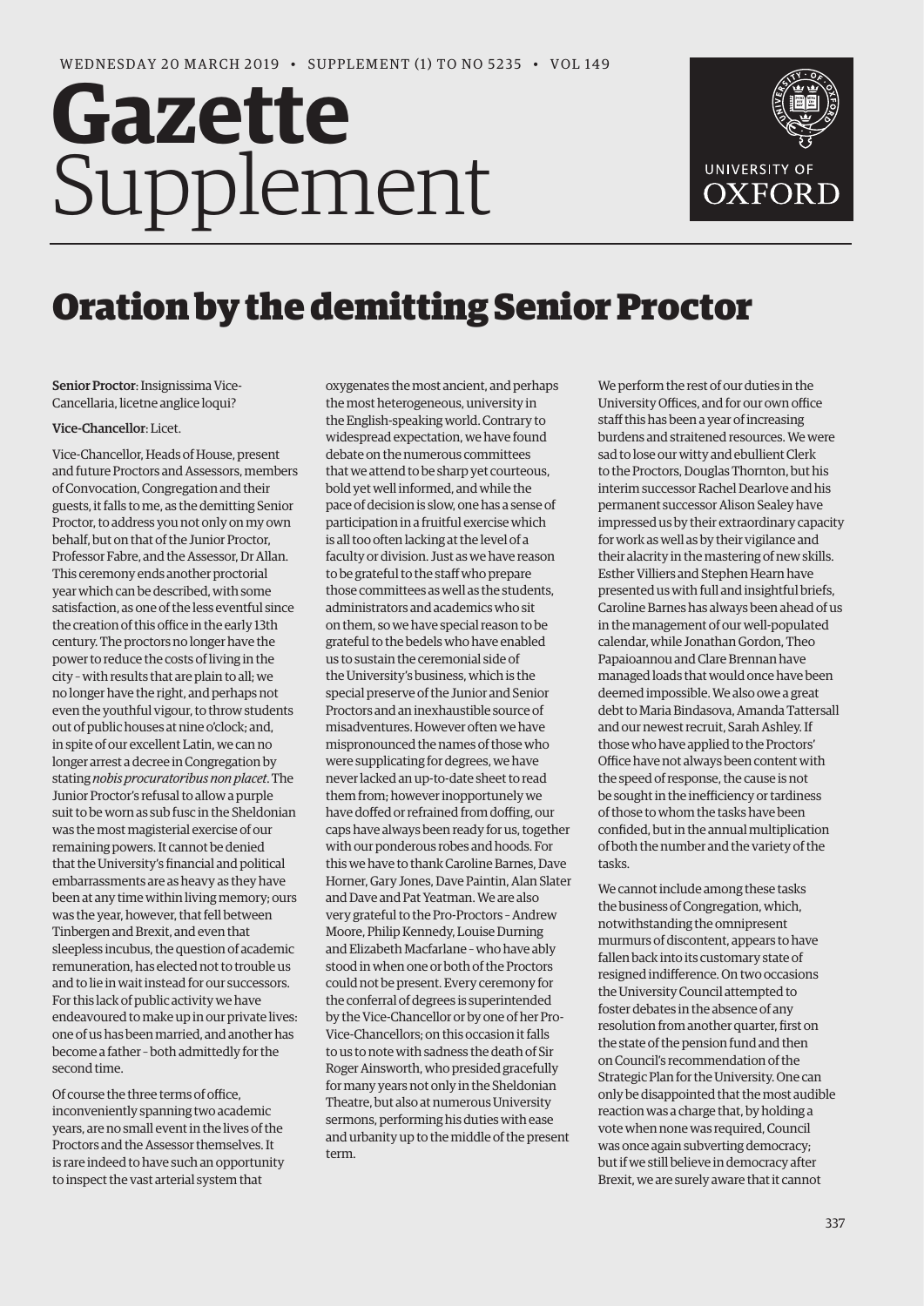# Gazette Supplement

## Oration by the demitting Senior Proctor

**Senior Proctor**: Insignissima Vice-Cancellaria, licetne anglice loqui?

**Vice-Chancellor**: Licet.

Vice-Chancellor, Heads of House, present and future Proctors and Assessors, members of Convocation, Congregation and their guests, it falls to me, as the demitting Senior Proctor, to address you not only on my own behalf, but on that of the Junior Proctor, Professor Fabre, and the Assessor, Dr Allan. This ceremony ends another proctorial year which can be described, with some satisfaction, as one of the less eventful since the creation of this office in the early 13th century. The proctors no longer have the power to reduce the costs of living in the city – with results that are plain to all; we no longer have the right, and perhaps not even the youthful vigour, to throw students out of public houses at nine o'clock; and, in spite of our excellent Latin, we can no longer arrest a decree in Congregation by stating *nobis procuratoribus non placet*. The Junior Proctor's refusal to allow a purple suit to be worn as sub fusc in the Sheldonian was the most magisterial exercise of our remaining powers. It cannot be denied that the University's financial and political embarrassments are as heavy as they have been at any time within living memory; ours was the year, however, that fell between Tinbergen and Brexit, and even that sleepless incubus, the question of academic remuneration, has elected not to trouble us and to lie in wait instead for our successors. For this lack of public activity we have endeavoured to make up in our private lives: one of us has been married, and another has become a father – both admittedly for the second time.

Of course the three terms of office, inconveniently spanning two academic years, are no small event in the lives of the Proctors and the Assessor themselves. It is rare indeed to have such an opportunity to inspect the vast arterial system that oxygenates the most ancient, and perhaps the most heterogeneous, university in the English-speaking world. Contrary to widespread expectation, we have found debate on the numerous committees that we attend to be sharp yet courteous, bold yet well informed, and while the pace of decision is slow, one has a sense of participation in a fruitful exercise which is all too often lacking at the level of a faculty or division. Just as we have reason to be grateful to the staff who prepare those committees as well as the students, administrators and academics who sit on them, so we have special reason to be grateful to the bedels who have enabled us to sustain the ceremonial side of the University's business, which is the special preserve of the Junior and Senior Proctors and an inexhaustible source of misadventures. However often we have mispronounced the names of those who were supplicating for degrees, we have never lacked an up-to-date sheet to read them from; however inopportunely we have doffed or refrained from doffing, our caps have always been ready for us, together with our ponderous robes and hoods. For this we have to thank Caroline Barnes, Dave Horner, Gary Jones, Dave Paintin, Alan Slater and Dave and Pat Yeatman. We are also very grateful to the Pro-Proctors – Andrew Moore, Philip Kennedy, Louise Durning and Elizabeth Macfarlane – who have ably stood in when one or both of the Proctors could not be present. Every ceremony for the conferral of degrees is superintended by the Vice-Chancellor or by one of her Pro-Vice-Chancellors; on this occasion it falls to us to note with sadness the death of Sir Roger Ainsworth, who presided gracefully for many years not only in the Sheldonian Theatre, but also at numerous University sermons, performing his duties with ease and urbanity up to the middle of the present term.

We perform the rest of our duties in the University Offices, and for our own office staff this has been a year of increasing burdens and straitened resources. We were sad to lose our witty and ebullient Clerk to the Proctors, Douglas Thornton, but his interim successor Rachel Dearlove and his permanent successor Alison Sealey have impressed us by their extraordinary capacity for work as well as by their vigilance and their alacrity in the mastering of new skills. Esther Villiers and Stephen Hearn have presented us with full and insightful briefs, Caroline Barnes has always been ahead of us in the management of our well-populated calendar, while Jonathan Gordon, Theo Papaioannou and Clare Brennan have managed loads that would once have been deemed impossible. We also owe a great debt to Maria Bindasova, Amanda Tattersall and our newest recruit, Sarah Ashley. If those who have applied to the Proctors' Office have not always been content with the speed of response, the cause is not be sought in the inefficiency or tardiness of those to whom the tasks have been confided, but in the annual multiplication of both the number and the variety of the tasks.

We cannot include among these tasks the business of Congregation, which, notwithstanding the omnipresent murmurs of discontent, appears to have fallen back into its customary state of resigned indifference. On two occasions the University Council attempted to foster debates in the absence of any resolution from another quarter, first on the state of the pension fund and then on Council's recommendation of the Strategic Plan for the University. One can only be disappointed that the most audible reaction was a charge that, by holding a vote when none was required, Council was once again subverting democracy; but if we still believe in democracy after Brexit, we are surely aware that it cannot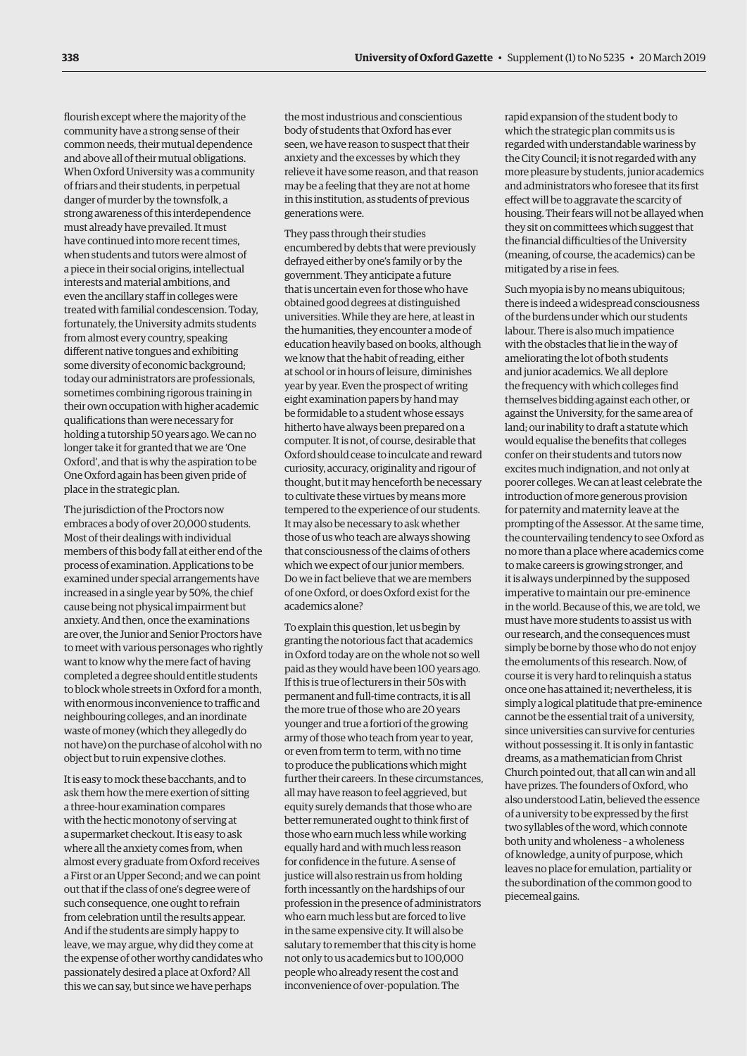flourish except where the majority of the community have a strong sense of their common needs, their mutual dependence and above all of their mutual obligations. When Oxford University was a community of friars and their students, in perpetual danger of murder by the townsfolk, a strong awareness of this interdependence must already have prevailed. It must have continued into more recent times, when students and tutors were almost of a piece in their social origins, intellectual interests and material ambitions, and even the ancillary staff in colleges were treated with familial condescension. Today, fortunately, the University admits students from almost every country, speaking different native tongues and exhibiting some diversity of economic background; today our administrators are professionals, sometimes combining rigorous training in their own occupation with higher academic qualifications than were necessary for holding a tutorship 50 years ago. We can no longer take it for granted that we are 'One Oxford', and that is why the aspiration to be One Oxford again has been given pride of place in the strategic plan.

The jurisdiction of the Proctors now embraces a body of over 20,000 students. Most of their dealings with individual members of this body fall at either end of the process of examination. Applications to be examined under special arrangements have increased in a single year by 50%, the chief cause being not physical impairment but anxiety. And then, once the examinations are over, the Junior and Senior Proctors have to meet with various personages who rightly want to know why the mere fact of having completed a degree should entitle students to block whole streets in Oxford for a month, with enormous inconvenience to traffic and neighbouring colleges, and an inordinate waste of money (which they allegedly do not have) on the purchase of alcohol with no object but to ruin expensive clothes.

It is easy to mock these bacchants, and to ask them how the mere exertion of sitting a three-hour examination compares with the hectic monotony of serving at a supermarket checkout. It is easy to ask where all the anxiety comes from, when almost every graduate from Oxford receives a First or an Upper Second; and we can point out that if the class of one's degree were of such consequence, one ought to refrain from celebration until the results appear. And if the students are simply happy to leave, we may argue, why did they come at the expense of other worthy candidates who passionately desired a place at Oxford? All this we can say, but since we have perhaps the most industrious and conscientious body of students that Oxford has ever seen, we have reason to suspect that their anxiety and the excesses by which they relieve it have some reason, and that reason may be a feeling that they are not at home in this institution, as students of previous generations were.

They pass through their studies encumbered by debts that were previously defrayed either by one's family or by the government. They anticipate a future that is uncertain even for those who have obtained good degrees at distinguished universities. While they are here, at least in the humanities, they encounter a mode of education heavily based on books, although we know that the habit of reading, either at school or in hours of leisure, diminishes year by year. Even the prospect of writing eight examination papers by hand may be formidable to a student whose essays hitherto have always been prepared on a computer. It is not, of course, desirable that Oxford should cease to inculcate and reward curiosity, accuracy, originality and rigour of thought, but it may henceforth be necessary to cultivate these virtues by means more tempered to the experience of our students. It may also be necessary to ask whether those of us who teach are always showing that consciousness of the claims of others which we expect of our junior members. Do we in fact believe that we are members of one Oxford, or does Oxford exist for the academics alone?

To explain this question, let us begin by granting the notorious fact that academics in Oxford today are on the whole not so well paid as they would have been 100 years ago. If this is true of lecturers in their 50s with permanent and full-time contracts, it is all the more true of those who are 20 years younger and true a fortiori of the growing army of those who teach from year to year, or even from term to term, with no time to produce the publications which might further their careers. In these circumstances, all may have reason to feel aggrieved, but equity surely demands that those who are better remunerated ought to think first of those who earn much less while working equally hard and with much less reason for confidence in the future. A sense of justice will also restrain us from holding forth incessantly on the hardships of our profession in the presence of administrators who earn much less but are forced to live in the same expensive city. It will also be salutary to remember that this city is home not only to us academics but to 100,000 people who already resent the cost and inconvenience of over-population. The rapid expansion of the student body to which the strategic plan commits us is regarded with understandable wariness by the City Council; it is not regarded with any more pleasure by students, junior academics and administrators who foresee that its first effect will be to aggravate the scarcity of housing. Their fears will not be allayed when they sit on committees which suggest that the financial difficulties of the University (meaning, of course, the academics) can be mitigated by a rise in fees.

Such myopia is by no means ubiquitous; there is indeed a widespread consciousness of the burdens under which our students labour. There is also much impatience with the obstacles that lie in the way of ameliorating the lot of both students and junior academics. We all deplore the frequency with which colleges find themselves bidding against each other, or against the University, for the same area of land; our inability to draft a statute which would equalise the benefits that colleges confer on their students and tutors now excites much indignation, and not only at poorer colleges. We can at least celebrate the introduction of more generous provision for paternity and maternity leave at the prompting of the Assessor. At the same time, the countervailing tendency to see Oxford as no more than a place where academics come to make careers is growing stronger, and it is always underpinned by the supposed imperative to maintain our pre-eminence in the world. Because of this, we are told, we must have more students to assist us with our research, and the consequences must simply be borne by those who do not enjoy the emoluments of this research. Now, of course it is very hard to relinquish a status once one has attained it; nevertheless, it is simply a logical platitude that pre-eminence cannot be the essential trait of a university, since universities can survive for centuries without possessing it. It is only in fantastic dreams, as a mathematician from Christ Church pointed out, that all can win and all have prizes. The founders of Oxford, who also understood Latin, believed the essence of a university to be expressed by the first two syllables of the word, which connote both unity and wholeness – a wholeness of knowledge, a unity of purpose, which leaves no place for emulation, partiality or the subordination of the common good to piecemeal gains.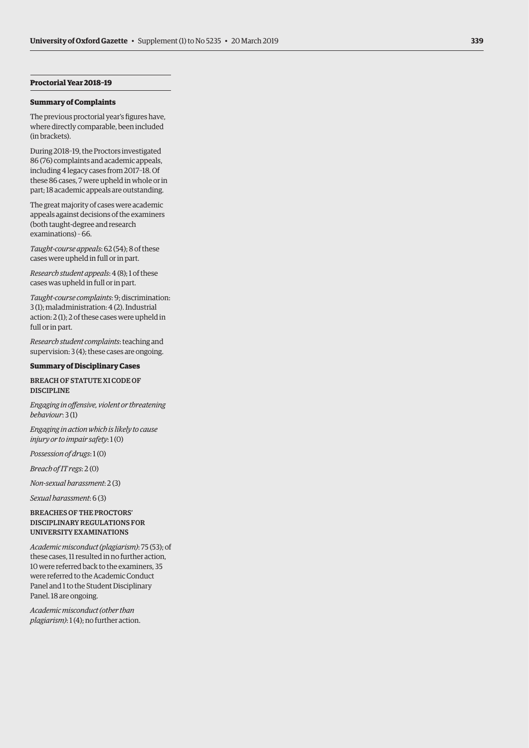## Proctorial Year 2018–19

### Summary of Complaints

The previous proctorial year's figures have, where directly comparable, been included (in brackets).

During 2018–19, the Proctors investigated 86 (76) complaints and academic appeals, including 4 legacy cases from 2017–18. Of these 86 cases, 7 were upheld in whole or in part; 18 academic appeals are outstanding.

The great majority of cases were academic appeals against decisions of the examiners (both taught-degree and research examinations) – 66.

*Taught-course appeals*: 62 (54); 8 of these cases were upheld in full or in part.

*Research student appeals*: 4 (8); 1 of these cases was upheld in full or in part.

*Taught-course complaints*: 9; discrimination: 3 (1); maladministration: 4 (2). Industrial action: 2 (1); 2 of these cases were upheld in full or in part.

*Research student complaints*: teaching and supervision: 3 (4); these cases are ongoing.

### Summary of Disciplinary Cases

BREACH OF STATUTE XI CODE OF DISCIPLINE

*Engaging in offensive, violent or threatening behaviour*: 3 (1)

*Engaging in action which is likely to cause injury or to impair safety*: 1 (0)

*Possession of drugs*: 1 (0)

*Breach of IT regs*: 2 (0)

*Non-sexual harassment*: 2 (3)

*Sexual harassment*: 6 (3)

BREACHES OF THE PROCTORS' DISCIPLINARY REGULATIONS FOR UNIVERSITY EXAMINATIONS

*Academic misconduct (plagiarism)*: 75 (53); of these cases, 11 resulted in no further action, 10 were referred back to the examiners, 35 were referred to the Academic Conduct Panel and 1 to the Student Disciplinary Panel. 18 are ongoing.

*Academic misconduct (other than plagiarism)*: 1 (4); no further action.